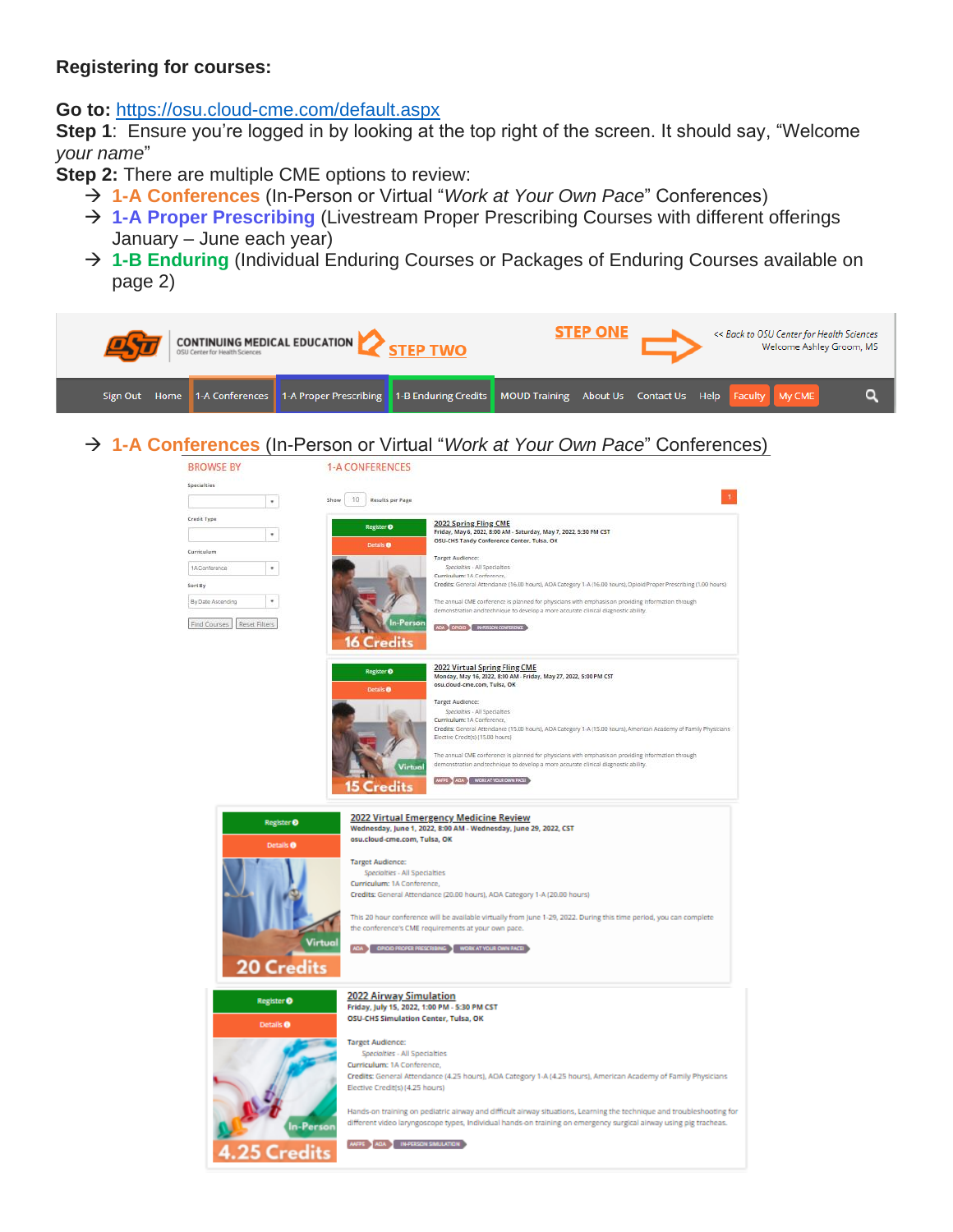**Registering for courses:**

**Go to:** https://osu.cloud-cme.com/default.aspx

**Step 1**: Ensure you're logged in by looking at the top right of the screen. It should say, "Welcome *your name*"

**Step 2:** There are multiple CME options to review:

- → **1-A Conferences** (In-Person or Virtual "*Work at Your Own Pace*" Conferences)
- → **1-A Proper Prescribing** (Livestream Proper Prescribing Courses with different offerings January – June each year)
- → **1-B Enduring** (Individual Enduring Courses or Packages of Enduring Courses available on page 2)

CONTINUING MEDICAL EDUCATION
OSU Center for Health Sciences

STEP TWO

STEP ONE

<< Back to OSU Center for Health Sciences
Welcome Ashley Groom, MS

Sign Out | Home | 1-A Conferences | 1-A Proper Prescribing | 1-B Enduring Credits | MOUD Training | About Us | Contact Us | Help | Faculty | My CME

→ **1-A Conferences** (In-Person or Virtual "*Work at Your Own Pace*" Conferences)

BROWSE BY

Specialties

Credit Type

Curriculum: 1AConference

Sort By: By Date Ascending

Find Courses | Reset Filters

1-A CONFERENCES

Show 10 Results per Page

**2022 Spring Fling CME**
Friday, May 6, 2022, 8:00 AM - Saturday, May 7, 2022, 5:30 PM CST
OSU-CHS Tandy Conference Center, Tulsa, OK

Target Audience:
Specialties - All Specialties
Curriculum: 1A Conference,
Credits: General Attendance (16.00 hours), AOA Category 1-A (16.00 hours), Opioid Proper Prescribing (1.00 hours)

The annual CME conference is planned for physicians with emphasis on providing information through demonstration and technique to develop a more accurate clinical diagnostic ability.

AOA | OPIOID | IN-PERSON CONFERENCE

In-Person — 16 Credits

**2022 Virtual Spring Fling CME**
Monday, May 16, 2022, 8:30 AM - Friday, May 27, 2022, 5:00 PM CST
osu.cloud-cme.com, Tulsa, OK

Target Audience:
Specialties - All Specialties
Curriculum: 1A Conference,
Credits: General Attendance (15.00 hours), AOA Category 1-A (15.00 hours), American Academy of Family Physicians Elective Credit(s) (15.00 hours)

The annual CME conference is planned for physicians with emphasis on providing information through demonstration and technique to develop a more accurate clinical diagnostic ability.

AAFP | AOA | WORK AT YOUR OWN PACE

Virtual — 15 Credits

**2022 Virtual Emergency Medicine Review**
Wednesday, June 1, 2022, 8:00 AM - Wednesday, June 29, 2022, CST
osu.cloud-cme.com, Tulsa, OK

Target Audience:
Specialties - All Specialties
Curriculum: 1A Conference,
Credits: General Attendance (20.00 hours), AOA Category 1-A (20.00 hours)

This 20 hour conference will be available virtually from June 1-29, 2022. During this time period, you can complete the conference's CME requirements at your own pace.

AOA | OPIOID PROPER PRESCRIBING | WORK AT YOUR OWN PACE

Virtual — 20 Credits

**2022 Airway Simulation**
Friday, July 15, 2022, 1:00 PM - 5:30 PM CST
OSU-CHS Simulation Center, Tulsa, OK

Target Audience:
Specialties - All Specialties
Curriculum: 1A Conference,
Credits: General Attendance (4.25 hours), AOA Category 1-A (4.25 hours), American Academy of Family Physicians Elective Credit(s) (4.25 hours)

Hands-on training on pediatric airway and difficult airway situations, Learning the technique and troubleshooting for different video laryngoscope types, Individual hands-on training on emergency surgical airway using pig tracheas.

AAFP | AOA | IN-PERSON SIMULATION

In-Person — 4.25 Credits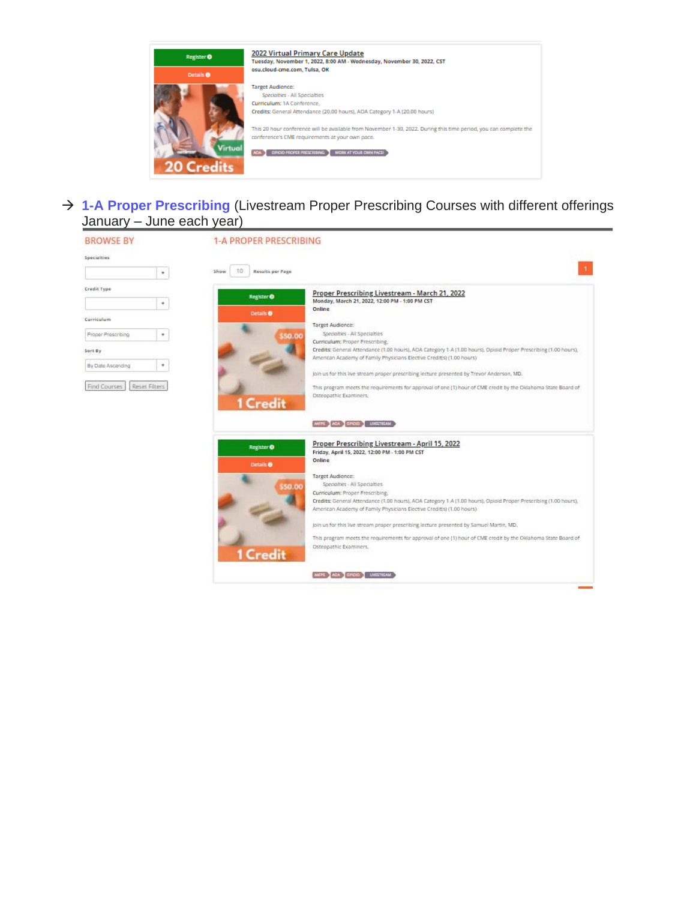Register
Details

Virtual
20 Credits

2022 Virtual Primary Care Update
Tuesday, November 1, 2022, 8:00 AM - Wednesday, November 30, 2022, CST
osu.cloud-cme.com, Tulsa, OK

Target Audience:
Specialties - All Specialties
Curriculum: 1A Conference,
Credits: General Attendance (20.00 hours), AOA Category 1-A (20.00 hours)

This 20 hour conference will be available from November 1-30, 2022. During this time period, you can complete the conference's CME requirements at your own pace.

AOA | OPIOID PROPER PRESCRIBING | WORK AT YOUR OWN PACE!

→ **1-A Proper Prescribing** (Livestream Proper Prescribing Courses with different offerings January – June each year)

BROWSE BY

Specialties

Credit Type

Curriculum
Proper Prescribing

Sort By
By Date Ascending

Find Courses | Reset Filters

1-A PROPER PRESCRIBING

Show 10 Results per Page

1

Register
Details

$50.00
1 Credit

Proper Prescribing Livestream - March 21, 2022
Monday, March 21, 2022, 12:00 PM - 1:00 PM CST
Online

Target Audience:
Specialties - All Specialties
Curriculum: Proper Prescribing,
Credits: General Attendance (1.00 hours), AOA Category 1-A (1.00 hours), Opioid Proper Prescribing (1.00 hours), American Academy of Family Physicians Elective Credit(s) (1.00 hours)

Join us for this live stream proper prescribing lecture presented by Trevor Anderson, MD.

This program meets the requirements for approval of one (1) hour of CME credit by the Oklahoma State Board of Osteopathic Examiners.

AAFPE | AOA | OPIOID | LIVESTREAM

Register
Details

$50.00
1 Credit

Proper Prescribing Livestream - April 15, 2022
Friday, April 15, 2022, 12:00 PM - 1:00 PM CST
Online

Target Audience:
Specialties - All Specialties
Curriculum: Proper Prescribing,
Credits: General Attendance (1.00 hours), AOA Category 1-A (1.00 hours), Opioid Proper Prescribing (1.00 hours), American Academy of Family Physicians Elective Credit(s) (1.00 hours)

Join us for this live stream proper prescribing lecture presented by Samuel Martin, MD.

This program meets the requirements for approval of one (1) hour of CME credit by the Oklahoma State Board of Osteopathic Examiners.

AAFPE | AOA | OPIOID | LIVESTREAM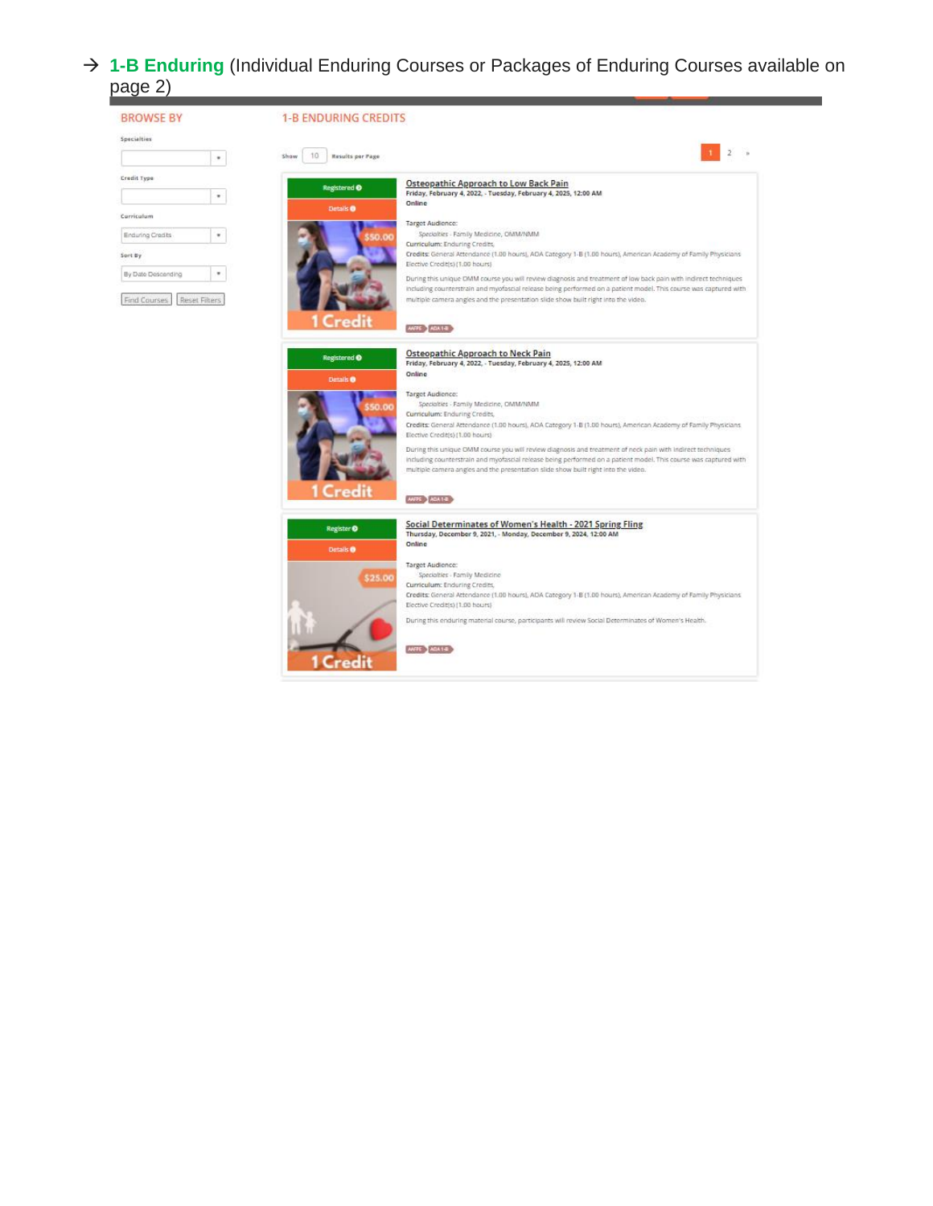→ **1-B Enduring** (Individual Enduring Courses or Packages of Enduring Courses available on page 2)

**BROWSE BY**

Specialties

Credit Type

Curriculum

Enduring Credits

Sort By

By Date Descending

Find Courses | Reset Filters

**1-B ENDURING CREDITS**

Show 10 Results per Page

1 2 »

---

Registered

Details

$50.00

1 Credit

**Osteopathic Approach to Low Back Pain**

Friday, February 4, 2022, - Tuesday, February 4, 2025, 12:00 AM

Online

Target Audience:

Specialties - Family Medicine, OMM/NMM

Curriculum: Enduring Credits,

Credits: General Attendance (1.00 hours), AOA Category 1-B (1.00 hours), American Academy of Family Physicians Elective Credit(s) (1.00 hours)

During this unique OMM course you will review diagnosis and treatment of low back pain with indirect techniques including counterstrain and myofascial release being performed on a patient model. This course was captured with multiple camera angles and the presentation slide show built right into the video.

AAFPE | AOA 1-B

---

Registered

Details

$50.00

1 Credit

**Osteopathic Approach to Neck Pain**

Friday, February 4, 2022, - Tuesday, February 4, 2025, 12:00 AM

Online

Target Audience:

Specialties - Family Medicine, OMM/NMM

Curriculum: Enduring Credits,

Credits: General Attendance (1.00 hours), AOA Category 1-B (1.00 hours), American Academy of Family Physicians Elective Credit(s) (1.00 hours)

During this unique OMM course you will review diagnosis and treatment of neck pain with indirect techniques including counterstrain and myofascial release being performed on a patient model. This course was captured with multiple camera angles and the presentation slide show built right into the video.

AAFPE | AOA 1-B

---

Register

Details

$25.00

1 Credit

**Social Determinates of Women's Health - 2021 Spring Fling**

Thursday, December 9, 2021, - Monday, December 9, 2024, 12:00 AM

Online

Target Audience:

Specialties - Family Medicine

Curriculum: Enduring Credits,

Credits: General Attendance (1.00 hours), AOA Category 1-B (1.00 hours), American Academy of Family Physicians Elective Credit(s) (1.00 hours)

During this enduring material course, participants will review Social Determinates of Women's Health.

AAFPE | AOA 1-B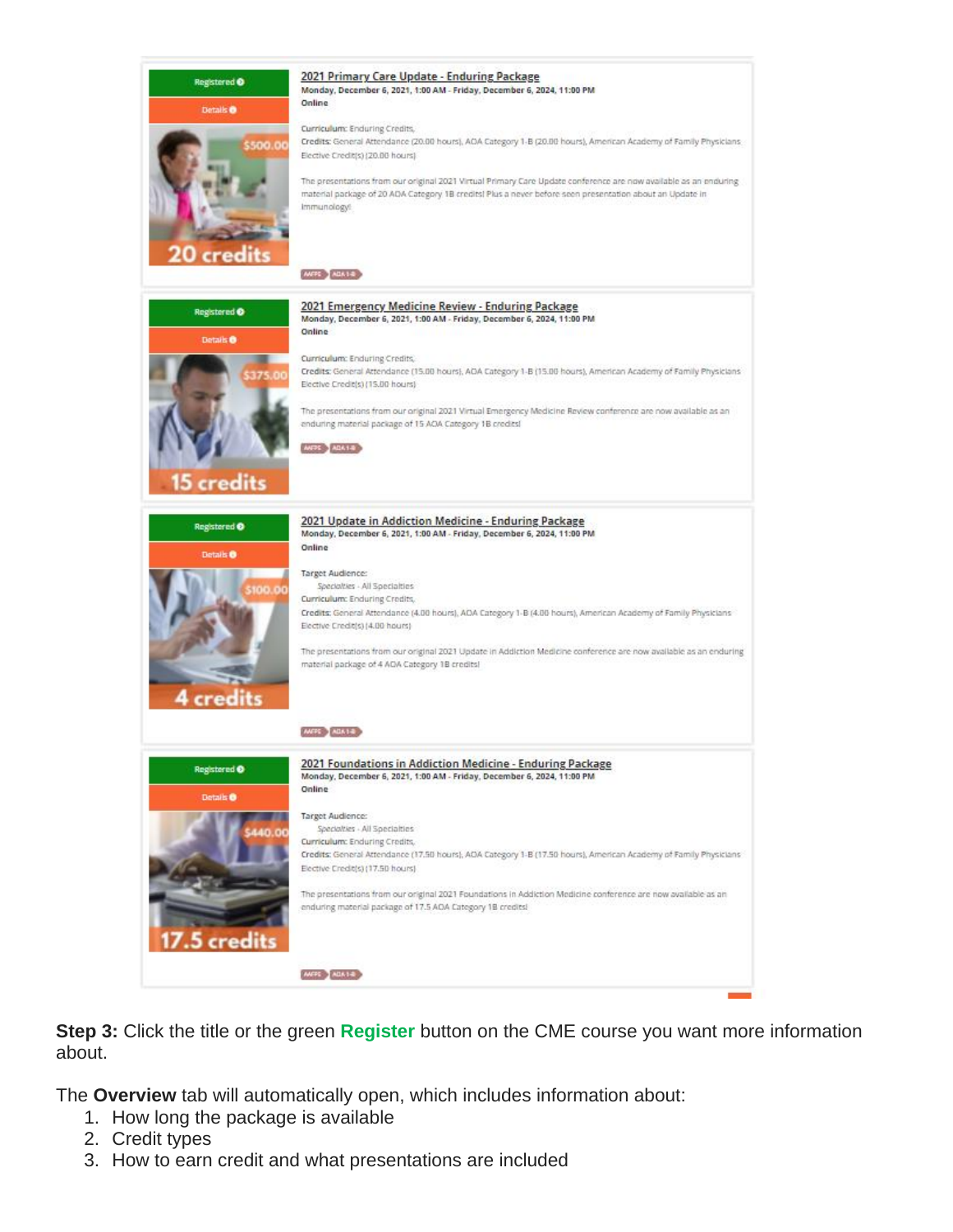Registered

Details

$500.00

20 credits

[2021 Primary Care Update - Enduring Package]

Monday, December 6, 2021, 1:00 AM - Friday, December 6, 2024, 11:00 PM

Online

Curriculum: Enduring Credits,

Credits: General Attendance (20.00 hours), AOA Category 1-B (20.00 hours), American Academy of Family Physicians Elective Credit(s) (20.00 hours)

The presentations from our original 2021 Virtual Primary Care Update conference are now available as an enduring material package of 20 AOA Category 1B credits! Plus a never before seen presentation about an Update in Immunology!

AAFPE | AOA 1-B

---

Registered

Details

$375.00

15 credits

[2021 Emergency Medicine Review - Enduring Package]

Monday, December 6, 2021, 1:00 AM - Friday, December 6, 2024, 11:00 PM

Online

Curriculum: Enduring Credits,

Credits: General Attendance (15.00 hours), AOA Category 1-B (15.00 hours), American Academy of Family Physicians Elective Credit(s) (15.00 hours)

The presentations from our original 2021 Virtual Emergency Medicine Review conference are now available as an enduring material package of 15 AOA Category 1B credits!

AAFPE | AOA 1-B

---

Registered

Details

$100.00

4 credits

[2021 Update in Addiction Medicine - Enduring Package]

Monday, December 6, 2021, 1:00 AM - Friday, December 6, 2024, 11:00 PM

Online

Target Audience:

Specialties - All Specialties

Curriculum: Enduring Credits,

Credits: General Attendance (4.00 hours), AOA Category 1-B (4.00 hours), American Academy of Family Physicians Elective Credit(s) (4.00 hours)

The presentations from our original 2021 Update in Addiction Medicine conference are now available as an enduring material package of 4 AOA Category 1B credits!

AAFPE | AOA 1-B

---

Registered

Details

$440.00

17.5 credits

[2021 Foundations in Addiction Medicine - Enduring Package]

Monday, December 6, 2021, 1:00 AM - Friday, December 6, 2024, 11:00 PM

Online

Target Audience:

Specialties - All Specialties

Curriculum: Enduring Credits,

Credits: General Attendance (17.50 hours), AOA Category 1-B (17.50 hours), American Academy of Family Physicians Elective Credit(s) (17.50 hours)

The presentations from our original 2021 Foundations in Addiction Medicine conference are now available as an enduring material package of 17.5 AOA Category 1B credits!

AAFPE | AOA 1-B

---

**Step 3:** Click the title or the green **Register** button on the CME course you want more information about.

The **Overview** tab will automatically open, which includes information about:

1. How long the package is available
2. Credit types
3. How to earn credit and what presentations are included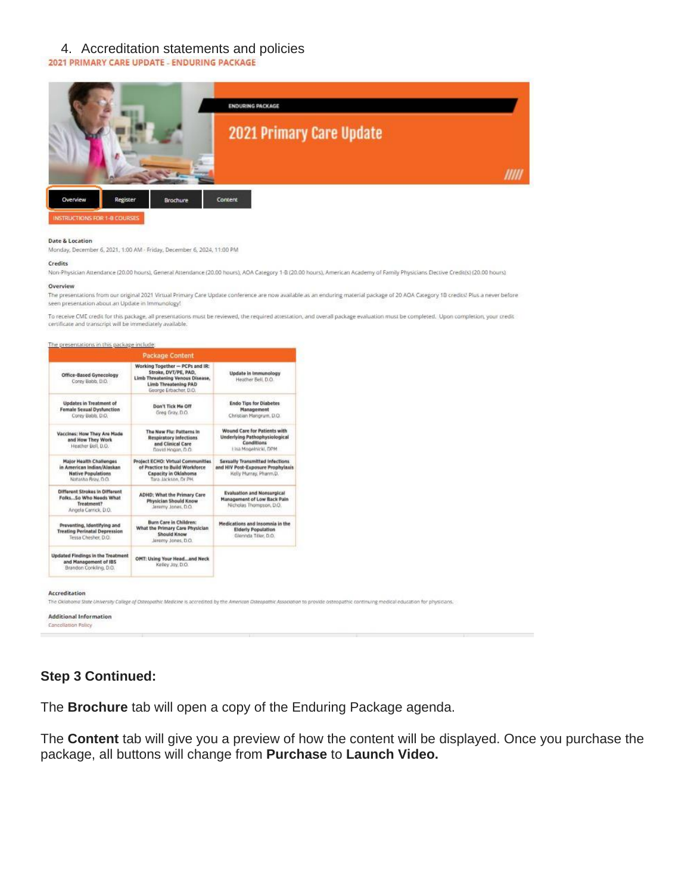4. Accreditation statements and policies

2021 PRIMARY CARE UPDATE - ENDURING PACKAGE

ENDURING PACKAGE

2021 Primary Care Update

Overview | Register | Brochure | Content

INSTRUCTIONS FOR 1-B COURSES

**Date & Location**

Monday, December 6, 2021, 1:00 AM - Friday, December 6, 2024, 11:00 PM

**Credits**

Non-Physician Attendance (20.00 hours), General Attendance (20.00 hours), AOA Category 1-B (20.00 hours), American Academy of Family Physicians Elective Credit(s) (20.00 hours)

**Overview**

The presentations from our original 2021 Virtual Primary Care Update conference are now available as an enduring material package of 20 AOA Category 1B credits! Plus a never before seen presentation about an Update in Immunology!

To receive CME credit for this package, all presentations must be reviewed, the required attestation, and overall package evaluation must be completed. Upon completion, your credit certificate and transcript will be immediately available.

The presentations in this package include:

| Package Content | | |
|---|---|---|
| **Office-Based Gynecology** Corey Babb, D.O. | **Working Together – PCPs and IR: Stroke, DVT/PE, PAD, Limb Threatening Venous Disease, Limb Threatening PAD** George Erbacher, D.O. | **Update in Immunology** Heather Bell, D.O. |
| **Updates in Treatment of Female Sexual Dysfunction** Corey Babb, D.O. | **Don't Tick Me Off** Greg Gray, D.O. | **Endo Tips for Diabetes Management** Christian Mangrum, D.O. |
| **Vaccines: How They Are Made and How They Work** Heather Bell, D.O. | **The New Flu: Patterns in Respiratory Infections and Clinical Care** David Hogan, D.O. | **Wound Care for Patients with Underlying Pathophysiological Conditions** Lisa Mogelnicki, DPM |
| **Major Health Challenges in American Indian/Alaskan Native Populations** Natasha Bray, D.O. | **Project ECHO: Virtual Communities of Practice to Build Workforce Capacity in Oklahoma** Tara Jackson, Dr PH | **Sexually Transmitted Infections and HIV Post-Exposure Prophylaxis** Kelly Murray, Pharm.D. |
| **Different Strokes in Different Folks...So Who Needs What Treatment?** Angela Carrick, D.O. | **ADHD: What the Primary Care Physician Should Know** Jeremy Jones, D.O. | **Evaluation and Nonsurgical Management of Low Back Pain** Nicholas Thompson, D.O. |
| **Preventing, Identifying and Treating Perinatal Depression** Tessa Chesher, D.O. | **Burn Care in Children: What the Primary Care Physician Should Know** Jeremy Jones, D.O. | **Medications and Insomnia in the Elderly Population** Glennda Tiller, D.O. |
| **Updated Findings in the Treatment and Management of IBS** Brandon Conkling, D.O. | **OMT: Using Your Head...and Neck** Kelley Joy, D.O. | |

**Accreditation**

*The Oklahoma State University College of Osteopathic Medicine is accredited by the American Osteopathic Association to provide osteopathic continuing medical education for physicians.*

**Additional Information**

Cancellation Policy

**Step 3 Continued:**

The **Brochure** tab will open a copy of the Enduring Package agenda.

The **Content** tab will give you a preview of how the content will be displayed. Once you purchase the package, all buttons will change from **Purchase** to **Launch Video.**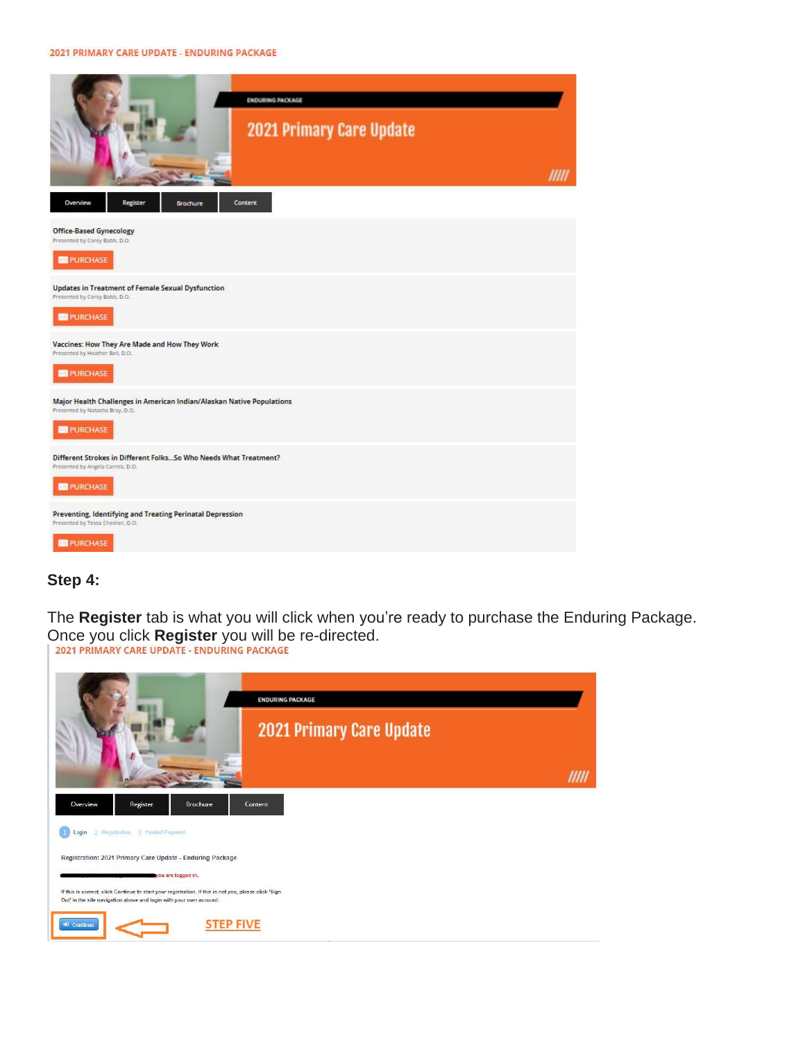2021 PRIMARY CARE UPDATE - ENDURING PACKAGE

ENDURING PACKAGE

2021 Primary Care Update

Overview | Register | Brochure | Content

Office-Based Gynecology
Presented by Corey Babb, D.O.

PURCHASE

Updates in Treatment of Female Sexual Dysfunction
Presented by Corey Babb, D.O.

PURCHASE

Vaccines: How They Are Made and How They Work
Presented by Heather Bell, D.O.

PURCHASE

Major Health Challenges in American Indian/Alaskan Native Populations
Presented by Natasha Bray, D.O.

PURCHASE

Different Strokes in Different Folks...So Who Needs What Treatment?
Presented by Angela Carrick, D.O.

PURCHASE

Preventing, Identifying and Treating Perinatal Depression
Presented by Tessa Chesher, D.O.

PURCHASE

## Step 4:

The **Register** tab is what you will click when you're ready to purchase the Enduring Package. Once you click **Register** you will be re-directed.

2021 PRIMARY CARE UPDATE - ENDURING PACKAGE

ENDURING PACKAGE

2021 Primary Care Update

Overview | Register | Brochure | Content

1 Login 2 Registration 3 Hosted Payment

Registration: 2021 Primary Care Update - Enduring Package

you are logged in.

If this is correct, click Continue to start your registration. If this is not you, please click 'Sign Out' in the site navigation above and login with your own account.

Continue

STEP FIVE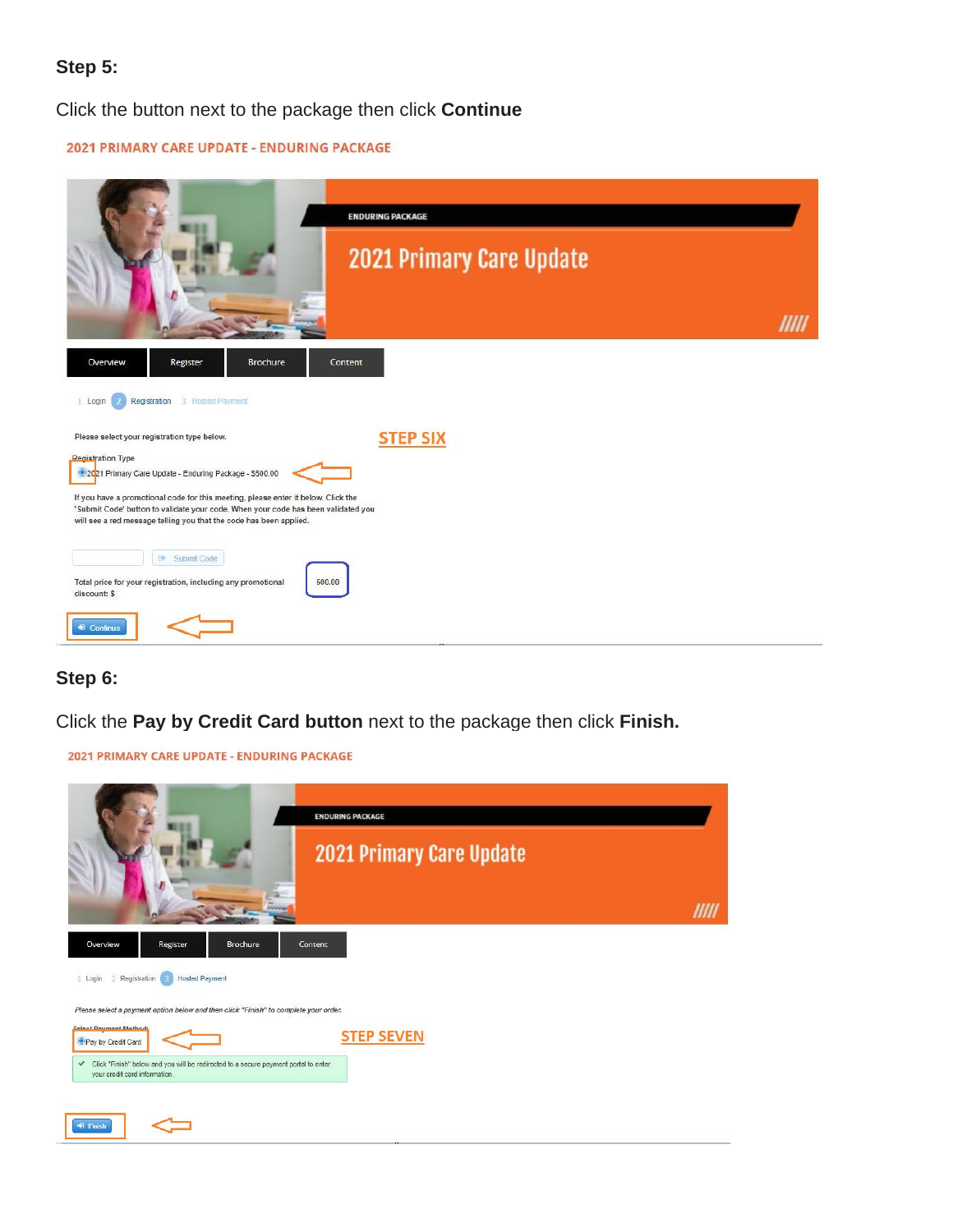**Step 5:**

Click the button next to the package then click **Continue**

2021 PRIMARY CARE UPDATE - ENDURING PACKAGE

ENDURING PACKAGE

2021 Primary Care Update

Overview | Register | Brochure | Content

1 Login 2 Registration 3 Hosted Payment

Please select your registration type below.

STEP SIX

Registration Type

2021 Primary Care Update - Enduring Package - $500.00

If you have a promotional code for this meeting, please enter it below. Click the 'Submit Code' button to validate your code. When your code has been validated you will see a red message telling you that the code has been applied.

Submit Code

Total price for your registration, including any promotional discount: $ 500.00

Continue

**Step 6:**

Click the **Pay by Credit Card button** next to the package then click **Finish.**

2021 PRIMARY CARE UPDATE - ENDURING PACKAGE

ENDURING PACKAGE

2021 Primary Care Update

Overview | Register | Brochure | Content

1 Login 2 Registration 3 Hosted Payment

Please select a payment option below and then click "Finish" to complete your order.

Select Payment Method:

STEP SEVEN

Pay by Credit Card

Click "Finish" below and you will be redirected to a secure payment portal to enter your credit card information.

Finish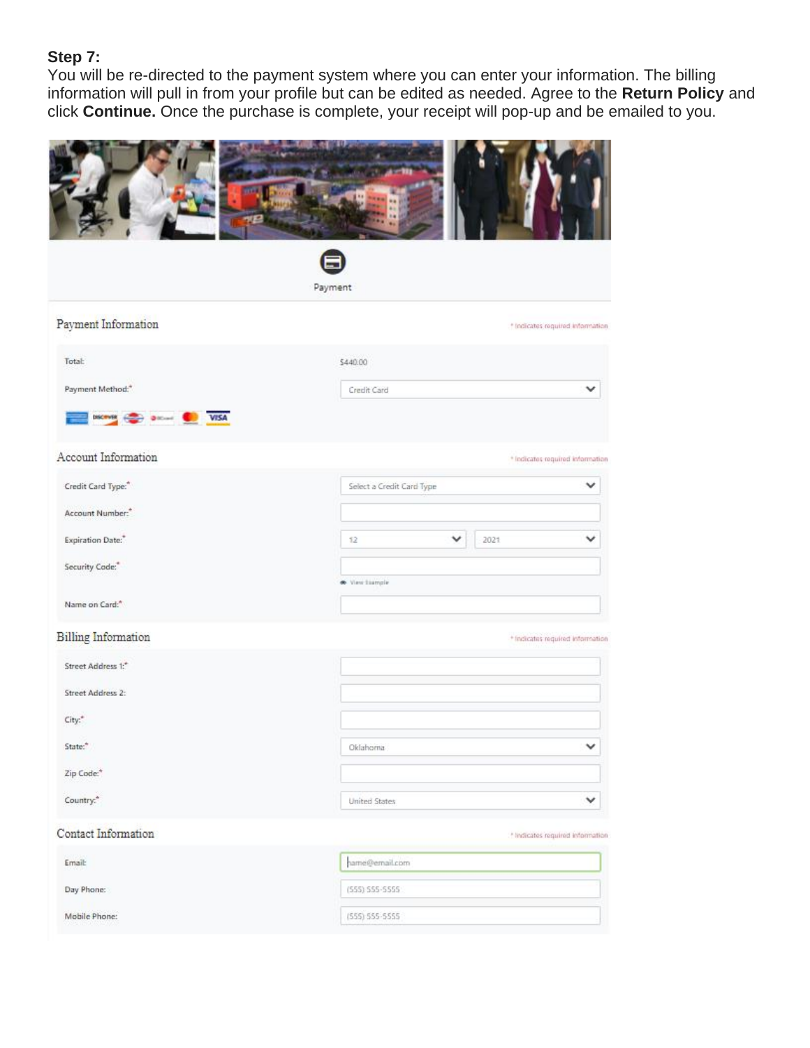**Step 7:**
You will be re-directed to the payment system where you can enter your information. The billing information will pull in from your profile but can be edited as needed. Agree to the **Return Policy** and click **Continue.** Once the purchase is complete, your receipt will pop-up and be emailed to you.

Payment

Payment Information

\* Indicates required information

Total: $440.00

Payment Method:\* Credit Card

Account Information

\* Indicates required information

Credit Card Type:\* Select a Credit Card Type

Account Number:\*

Expiration Date:\* 12 2021

Security Code:\*

View Example

Name on Card:\*

Billing Information

\* Indicates required information

Street Address 1:\*

Street Address 2:

City:\*

State:\* Oklahoma

Zip Code:\*

Country:\* United States

Contact Information

\* Indicates required information

Email: name@email.com

Day Phone: (555) 555-5555

Mobile Phone: (555) 555-5555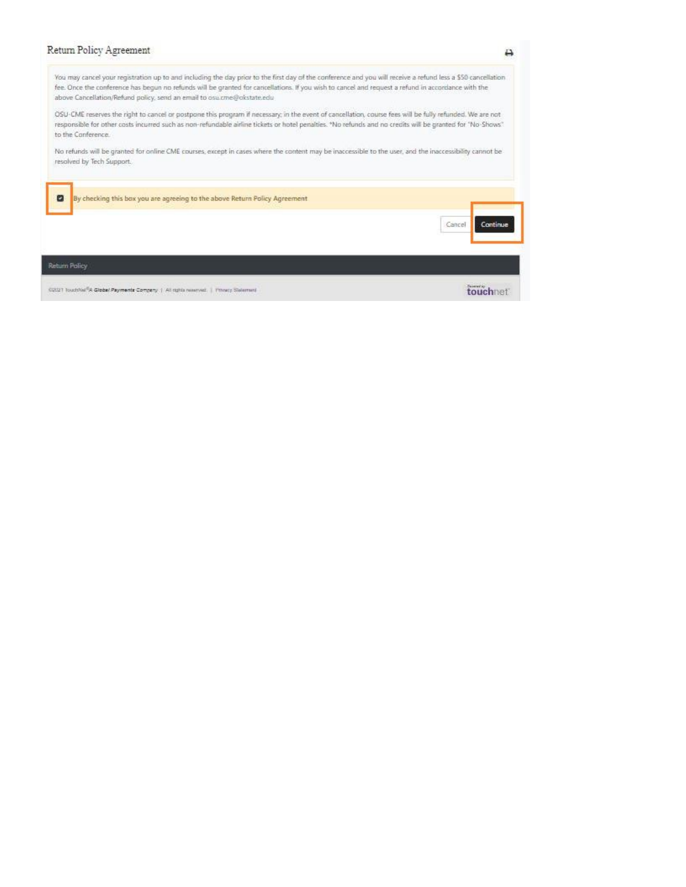## Return Policy Agreement

You may cancel your registration up to and including the day prior to the first day of the conference and you will receive a refund less a $50 cancellation fee. Once the conference has begun no refunds will be granted for cancellations. If you wish to cancel and request a refund in accordance with the above Cancellation/Refund policy, send an email to osu.cme@okstate.edu

OSU-CME reserves the right to cancel or postpone this program if necessary; in the event of cancellation, course fees will be fully refunded. We are not responsible for other costs incurred such as non-refundable airline tickets or hotel penalties. *No refunds and no credits will be granted for "No-Shows" to the Conference.

No refunds will be granted for online CME courses, except in cases where the content may be inaccessible to the user, and the inaccessibility cannot be resolved by Tech Support.

☑ By checking this box you are agreeing to the above Return Policy Agreement

Cancel | Continue

Return Policy

©2021 TouchNet® A Global Payments Company | All rights reserved. | Privacy Statement

touchnet